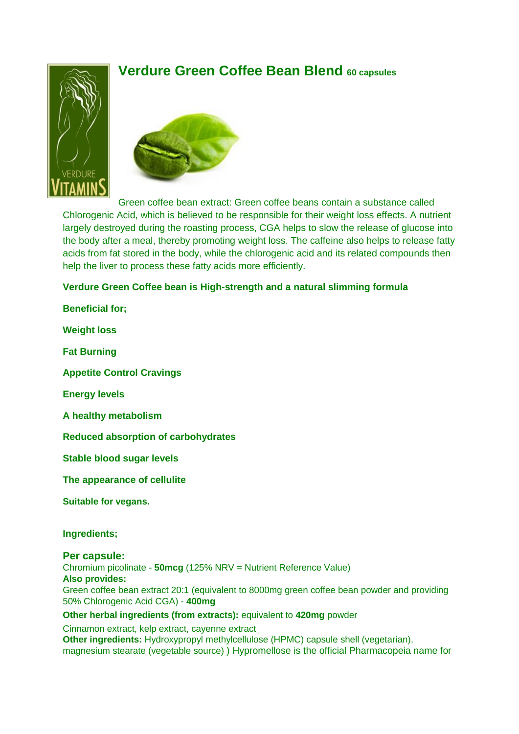# Verdure Green Coffee Bean Blend 60 capsules

Green coffee bean extract: Green coffee beans contain a substance called Chlorogenic Acid, which is believed to be responsible for their weight loss effects. A nutrient largely destroyed during the roasting process, CGA helps to slow the release of glucose into the body after a meal, thereby promoting weight loss. The caffeine also helps to release fatty acids from fat stored in the body, while the chlorogenic acid and its related compounds then help the liver to process these fatty acids more efficiently.

**Verdure Green Coffee bean is High-strength and a natural slimming formula**

**Beneficial for;**

**Weight loss**

**Fat Burning**

**Appetite Control Cravings**

**Energy levels**

**A healthy metabolism**

**Reduced absorption of carbohydrates**

**Stable blood sugar levels**

**The appearance of cellulite**

**Suitable for vegans.**

**Ingredients;**

**Per capsule:**
Chromium picolinate - **50mcg** (125% NRV = Nutrient Reference Value)
**Also provides:**
Green coffee bean extract 20:1 (equivalent to 8000mg green coffee bean powder and providing 50% Chlorogenic Acid CGA) - **400mg**

**Other herbal ingredients (from extracts):** equivalent to **420mg** powder

Cinnamon extract, kelp extract, cayenne extract
**Other ingredients:** Hydroxypropyl methylcellulose (HPMC) capsule shell (vegetarian), magnesium stearate (vegetable source) ) Hypromellose is the official Pharmacopeia name for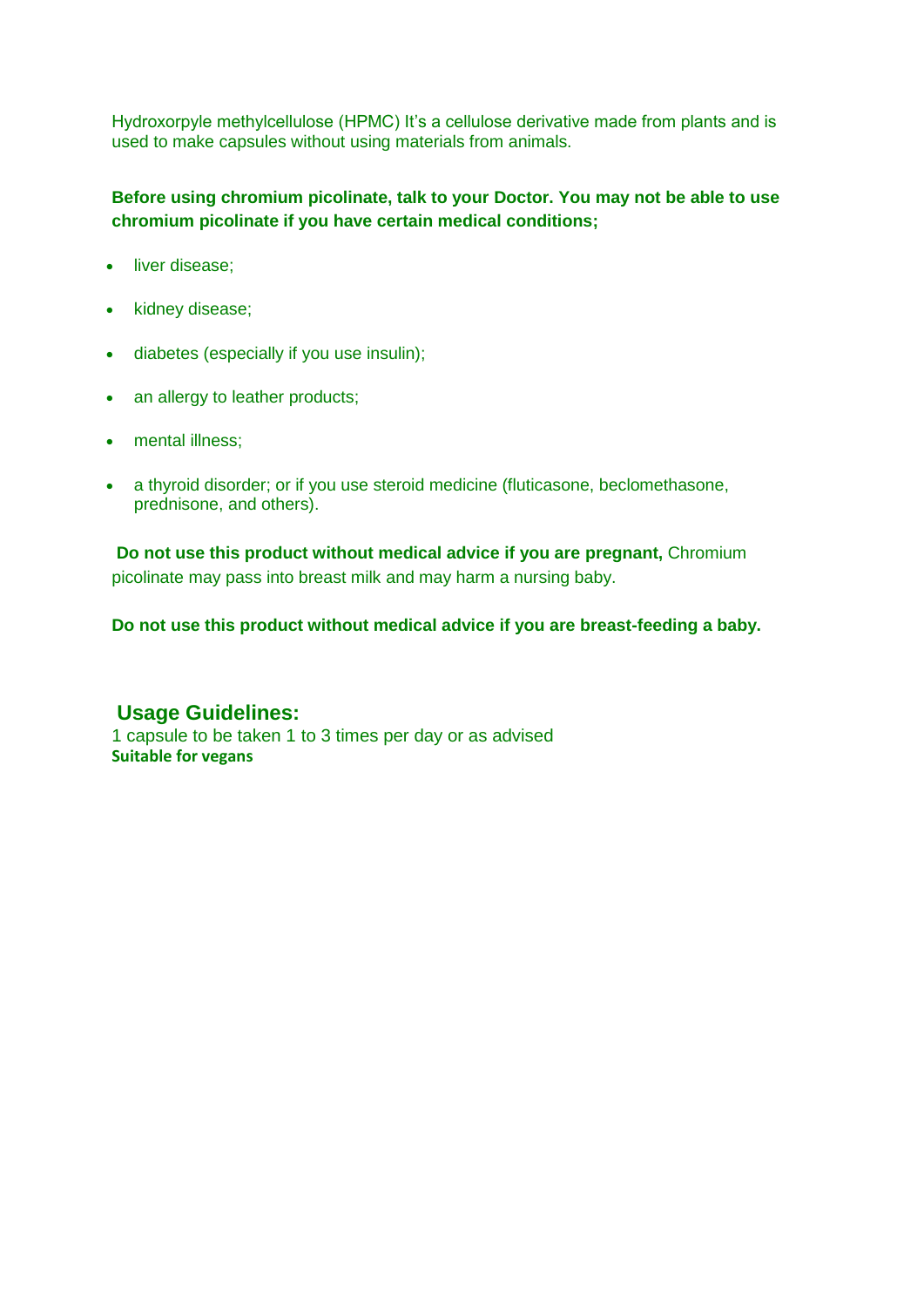Hydroxorpyle methylcellulose (HPMC) It's a cellulose derivative made from plants and is used to make capsules without using materials from animals.

**Before using chromium picolinate, talk to your Doctor. You may not be able to use chromium picolinate if you have certain medical conditions;**

- liver disease;
- kidney disease;
- diabetes (especially if you use insulin);
- an allergy to leather products;
- mental illness;
- a thyroid disorder; or if you use steroid medicine (fluticasone, beclomethasone, prednisone, and others).

**Do not use this product without medical advice if you are pregnant,** Chromium picolinate may pass into breast milk and may harm a nursing baby.

**Do not use this product without medical advice if you are breast-feeding a baby.**

## Usage Guidelines:

1 capsule to be taken 1 to 3 times per day or as advised

**Suitable for vegans**